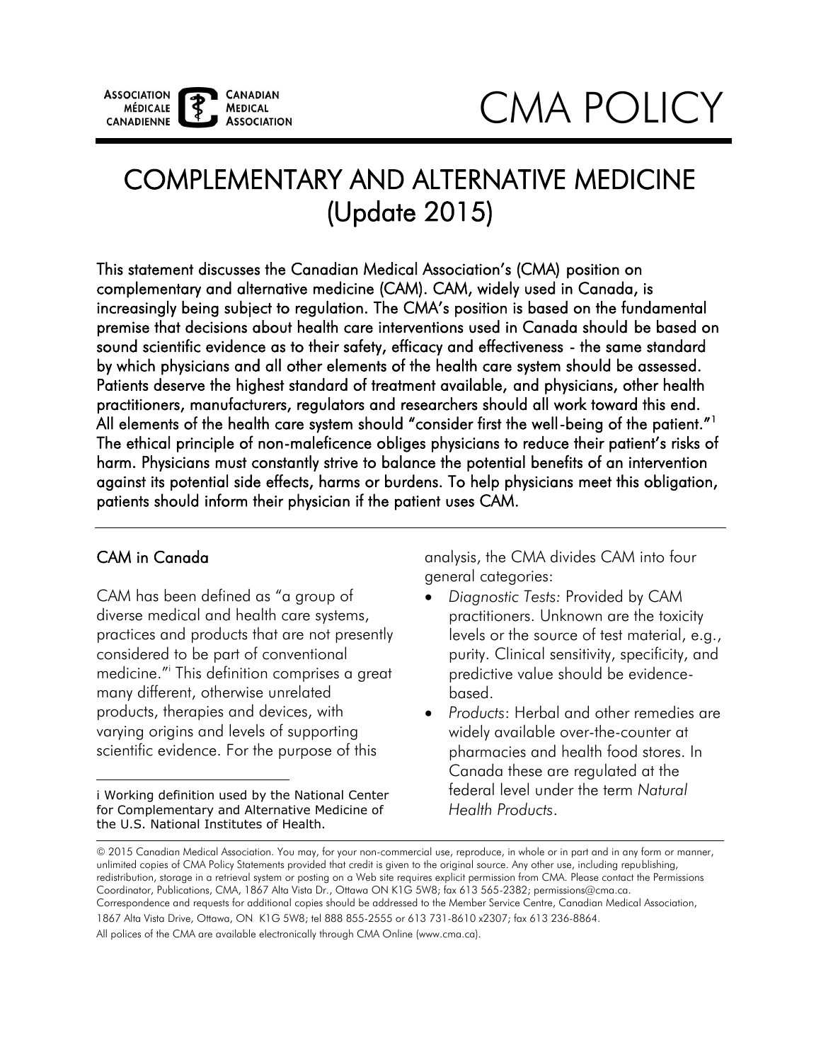# CMA POLICY

# COMPLEMENTARY AND ALTERNATIVE MEDICINE (Update 2015)

**This statement discusses the Canadian Medical Association's (CMA) position on complementary and alternative medicine (CAM). CAM, widely used in Canada, is increasingly being subject to regulation. The CMA's position is based on the fundamental premise that decisions about health care interventions used in Canada should be based on sound scientific evidence as to their safety, efficacy and effectiveness - the same standard by which physicians and all other elements of the health care system should be assessed. Patients deserve the highest standard of treatment available, and physicians, other health practitioners, manufacturers, regulators and researchers should all work toward this end. All elements of the health care system should "consider first the well-being of the patient."[1] The ethical principle of non-maleficence obliges physicians to reduce their patient's risks of harm. Physicians must constantly strive to balance the potential benefits of an intervention against its potential side effects, harms or burdens. To help physicians meet this obligation, patients should inform their physician if the patient uses CAM.**

## CAM in Canada

CAM has been defined as "a group of diverse medical and health care systems, practices and products that are not presently considered to be part of conventional medicine."[i] This definition comprises a great many different, otherwise unrelated products, therapies and devices, with varying origins and levels of supporting scientific evidence. For the purpose of this analysis, the CMA divides CAM into four general categories:

- *Diagnostic Tests:* Provided by CAM practitioners. Unknown are the toxicity levels or the source of test material, e.g., purity. Clinical sensitivity, specificity, and predictive value should be evidence-based.
- *Products*: Herbal and other remedies are widely available over-the-counter at pharmacies and health food stores. In Canada these are regulated at the federal level under the term *Natural Health Products*.

i Working definition used by the National Center for Complementary and Alternative Medicine of the U.S. National Institutes of Health.

© 2015 Canadian Medical Association. You may, for your non-commercial use, reproduce, in whole or in part and in any form or manner, unlimited copies of CMA Policy Statements provided that credit is given to the original source. Any other use, including republishing, redistribution, storage in a retrieval system or posting on a Web site requires explicit permission from CMA. Please contact the Permissions Coordinator, Publications, CMA, 1867 Alta Vista Dr., Ottawa ON K1G 5W8; fax 613 565-2382; permissions@cma.ca.
Correspondence and requests for additional copies should be addressed to the Member Service Centre, Canadian Medical Association, 1867 Alta Vista Drive, Ottawa, ON K1G 5W8; tel 888 855-2555 or 613 731-8610 x2307; fax 613 236-8864.
All polices of the CMA are available electronically through CMA Online (www.cma.ca).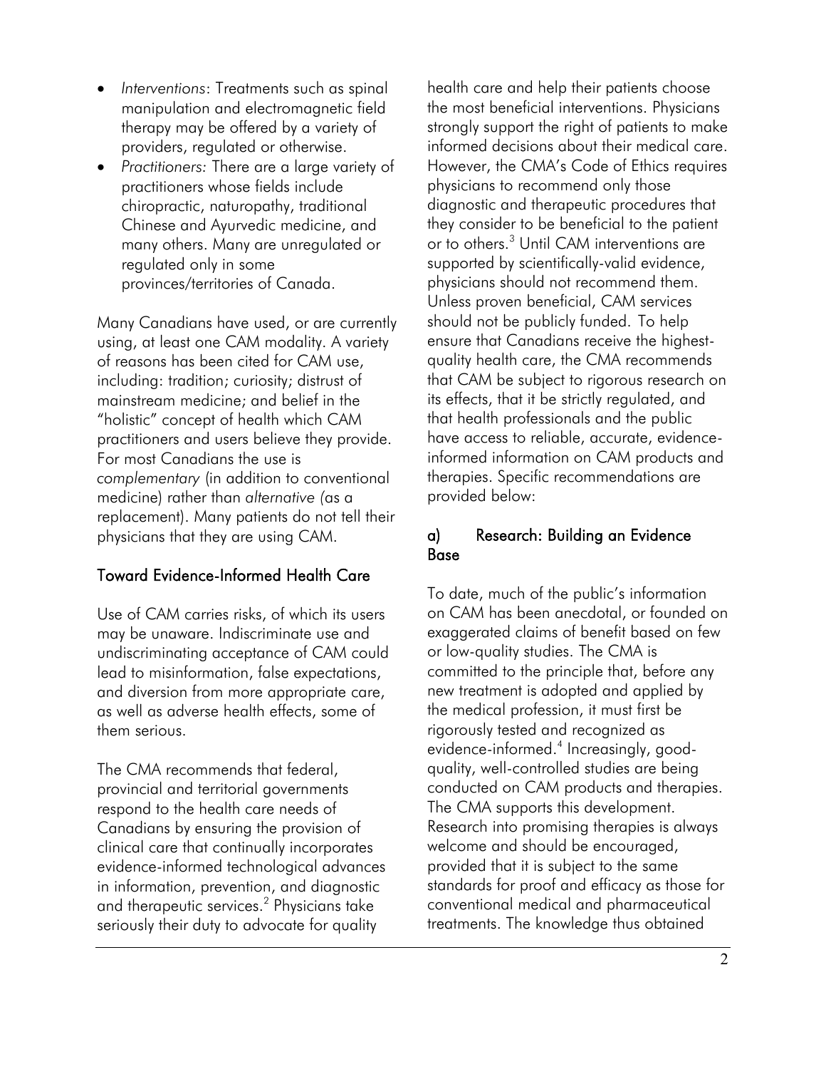- *Interventions*: Treatments such as spinal manipulation and electromagnetic field therapy may be offered by a variety of providers, regulated or otherwise.
- *Practitioners:* There are a large variety of practitioners whose fields include chiropractic, naturopathy, traditional Chinese and Ayurvedic medicine, and many others. Many are unregulated or regulated only in some provinces/territories of Canada.

Many Canadians have used, or are currently using, at least one CAM modality. A variety of reasons has been cited for CAM use, including: tradition; curiosity; distrust of mainstream medicine; and belief in the "holistic" concept of health which CAM practitioners and users believe they provide. For most Canadians the use is *complementary* (in addition to conventional medicine) rather than *alternative (*as a replacement). Many patients do not tell their physicians that they are using CAM.

## Toward Evidence-Informed Health Care

Use of CAM carries risks, of which its users may be unaware. Indiscriminate use and undiscriminating acceptance of CAM could lead to misinformation, false expectations, and diversion from more appropriate care, as well as adverse health effects, some of them serious.

The CMA recommends that federal, provincial and territorial governments respond to the health care needs of Canadians by ensuring the provision of clinical care that continually incorporates evidence-informed technological advances in information, prevention, and diagnostic and therapeutic services.[2] Physicians take seriously their duty to advocate for quality health care and help their patients choose the most beneficial interventions. Physicians strongly support the right of patients to make informed decisions about their medical care. However, the CMA's Code of Ethics requires physicians to recommend only those diagnostic and therapeutic procedures that they consider to be beneficial to the patient or to others.[3] Until CAM interventions are supported by scientifically-valid evidence, physicians should not recommend them. Unless proven beneficial, CAM services should not be publicly funded. To help ensure that Canadians receive the highest-quality health care, the CMA recommends that CAM be subject to rigorous research on its effects, that it be strictly regulated, and that health professionals and the public have access to reliable, accurate, evidence-informed information on CAM products and therapies. Specific recommendations are provided below:

### a) Research: Building an Evidence Base

To date, much of the public's information on CAM has been anecdotal, or founded on exaggerated claims of benefit based on few or low-quality studies. The CMA is committed to the principle that, before any new treatment is adopted and applied by the medical profession, it must first be rigorously tested and recognized as evidence-informed.[4] Increasingly, good-quality, well-controlled studies are being conducted on CAM products and therapies. The CMA supports this development. Research into promising therapies is always welcome and should be encouraged, provided that it is subject to the same standards for proof and efficacy as those for conventional medical and pharmaceutical treatments. The knowledge thus obtained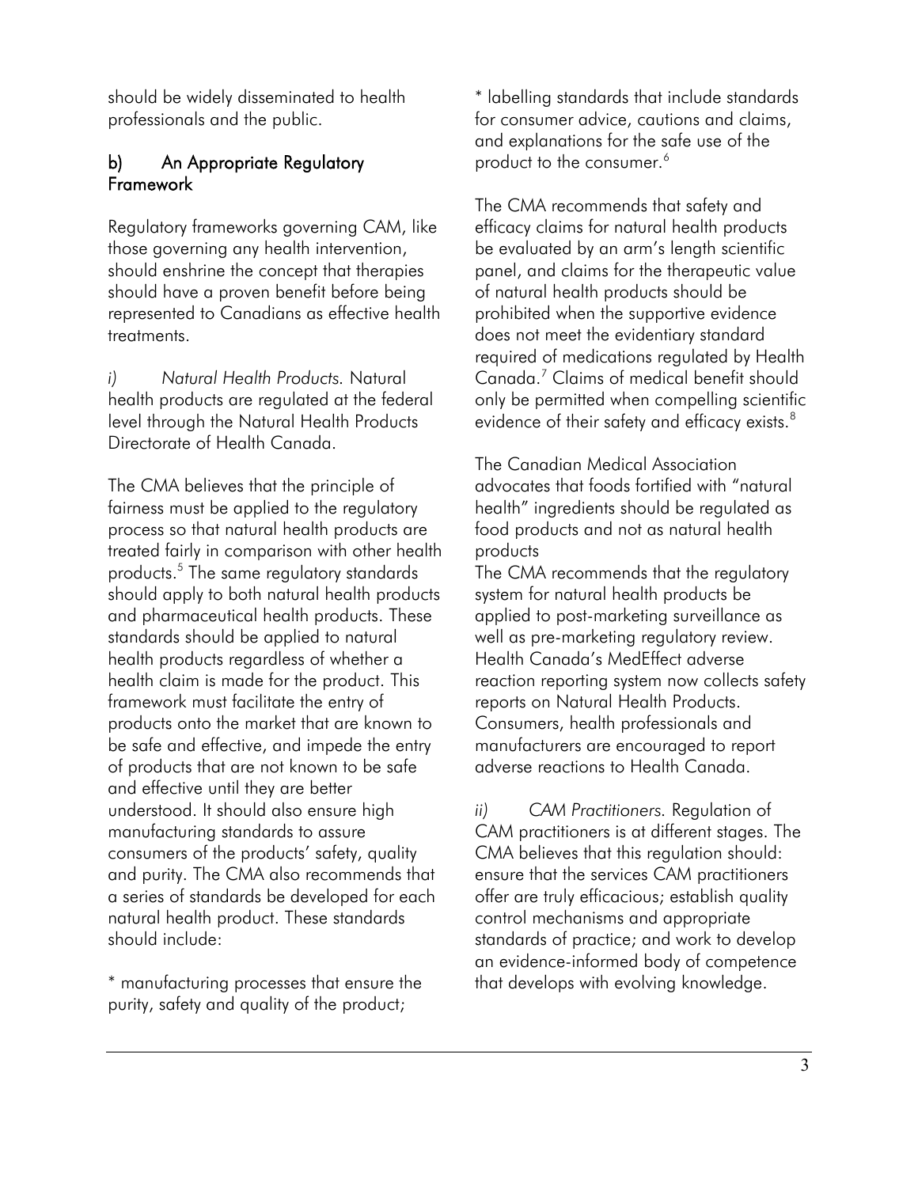should be widely disseminated to health professionals and the public.

### b) An Appropriate Regulatory Framework

Regulatory frameworks governing CAM, like those governing any health intervention, should enshrine the concept that therapies should have a proven benefit before being represented to Canadians as effective health treatments.

*i) Natural Health Products.* Natural health products are regulated at the federal level through the Natural Health Products Directorate of Health Canada.

The CMA believes that the principle of fairness must be applied to the regulatory process so that natural health products are treated fairly in comparison with other health products.[5] The same regulatory standards should apply to both natural health products and pharmaceutical health products. These standards should be applied to natural health products regardless of whether a health claim is made for the product. This framework must facilitate the entry of products onto the market that are known to be safe and effective, and impede the entry of products that are not known to be safe and effective until they are better understood. It should also ensure high manufacturing standards to assure consumers of the products' safety, quality and purity. The CMA also recommends that a series of standards be developed for each natural health product. These standards should include:

* manufacturing processes that ensure the purity, safety and quality of the product;

* labelling standards that include standards for consumer advice, cautions and claims, and explanations for the safe use of the product to the consumer.[6]

The CMA recommends that safety and efficacy claims for natural health products be evaluated by an arm's length scientific panel, and claims for the therapeutic value of natural health products should be prohibited when the supportive evidence does not meet the evidentiary standard required of medications regulated by Health Canada.[7] Claims of medical benefit should only be permitted when compelling scientific evidence of their safety and efficacy exists.[8]

The Canadian Medical Association advocates that foods fortified with "natural health" ingredients should be regulated as food products and not as natural health products

The CMA recommends that the regulatory system for natural health products be applied to post-marketing surveillance as well as pre-marketing regulatory review. Health Canada's MedEffect adverse reaction reporting system now collects safety reports on Natural Health Products. Consumers, health professionals and manufacturers are encouraged to report adverse reactions to Health Canada.

*ii) CAM Practitioners.* Regulation of CAM practitioners is at different stages. The CMA believes that this regulation should: ensure that the services CAM practitioners offer are truly efficacious; establish quality control mechanisms and appropriate standards of practice; and work to develop an evidence-informed body of competence that develops with evolving knowledge.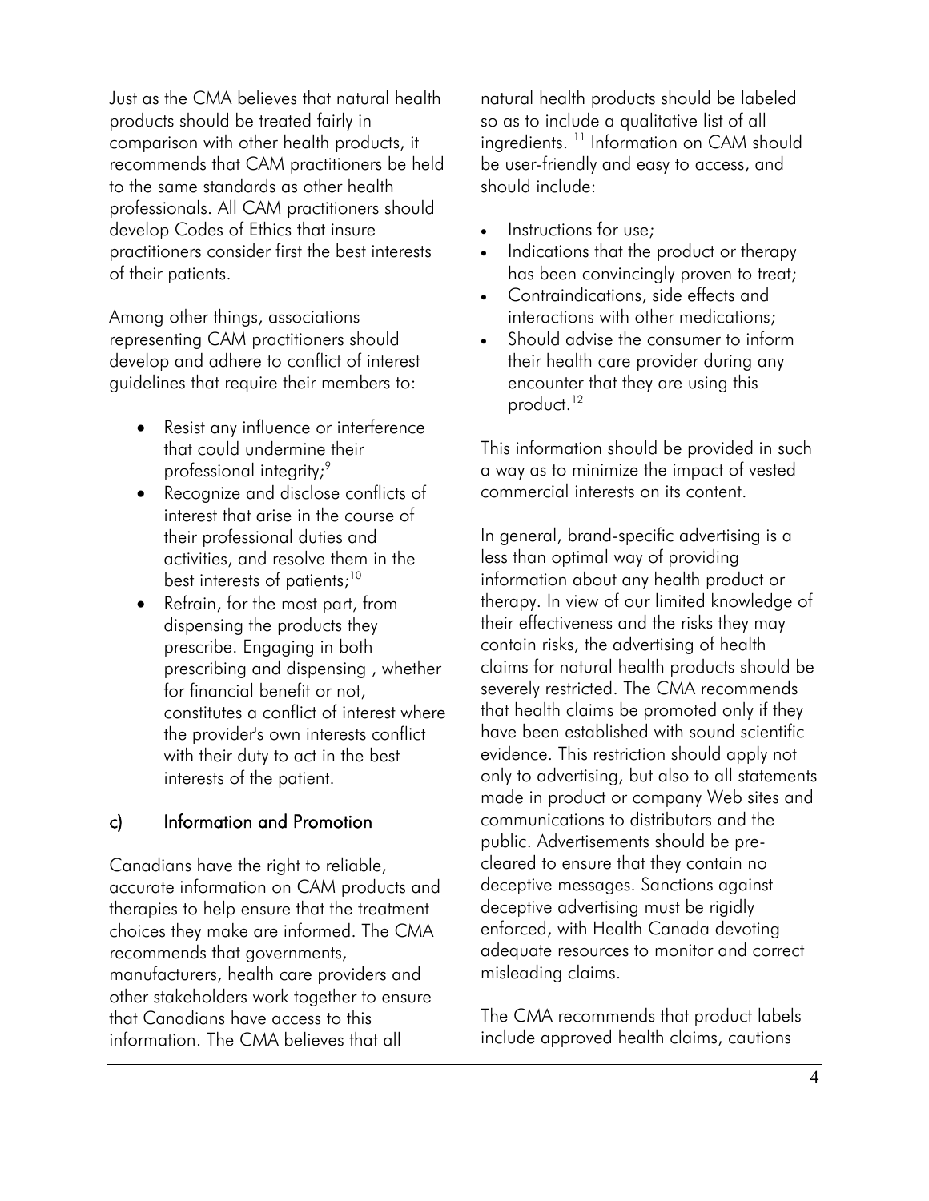Just as the CMA believes that natural health products should be treated fairly in comparison with other health products, it recommends that CAM practitioners be held to the same standards as other health professionals. All CAM practitioners should develop Codes of Ethics that insure practitioners consider first the best interests of their patients.

Among other things, associations representing CAM practitioners should develop and adhere to conflict of interest guidelines that require their members to:

- Resist any influence or interference that could undermine their professional integrity;[9]
- Recognize and disclose conflicts of interest that arise in the course of their professional duties and activities, and resolve them in the best interests of patients;[10]
- Refrain, for the most part, from dispensing the products they prescribe. Engaging in both prescribing and dispensing , whether for financial benefit or not, constitutes a conflict of interest where the provider's own interests conflict with their duty to act in the best interests of the patient.

### c) Information and Promotion

Canadians have the right to reliable, accurate information on CAM products and therapies to help ensure that the treatment choices they make are informed. The CMA recommends that governments, manufacturers, health care providers and other stakeholders work together to ensure that Canadians have access to this information. The CMA believes that all natural health products should be labeled so as to include a qualitative list of all ingredients. [11] Information on CAM should be user-friendly and easy to access, and should include:

- Instructions for use;
- Indications that the product or therapy has been convincingly proven to treat;
- Contraindications, side effects and interactions with other medications;
- Should advise the consumer to inform their health care provider during any encounter that they are using this product.[12]

This information should be provided in such a way as to minimize the impact of vested commercial interests on its content.

In general, brand-specific advertising is a less than optimal way of providing information about any health product or therapy. In view of our limited knowledge of their effectiveness and the risks they may contain risks, the advertising of health claims for natural health products should be severely restricted. The CMA recommends that health claims be promoted only if they have been established with sound scientific evidence. This restriction should apply not only to advertising, but also to all statements made in product or company Web sites and communications to distributors and the public. Advertisements should be pre-cleared to ensure that they contain no deceptive messages. Sanctions against deceptive advertising must be rigidly enforced, with Health Canada devoting adequate resources to monitor and correct misleading claims.

The CMA recommends that product labels include approved health claims, cautions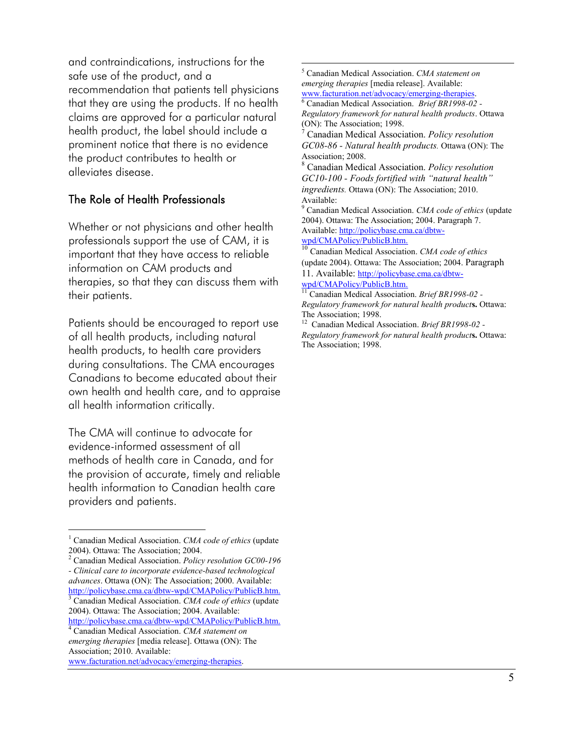and contraindications, instructions for the safe use of the product, and a recommendation that patients tell physicians that they are using the products. If no health claims are approved for a particular natural health product, the label should include a prominent notice that there is no evidence the product contributes to health or alleviates disease.

## The Role of Health Professionals

Whether or not physicians and other health professionals support the use of CAM, it is important that they have access to reliable information on CAM products and therapies, so that they can discuss them with their patients.

Patients should be encouraged to report use of all health products, including natural health products, to health care providers during consultations. The CMA encourages Canadians to become educated about their own health and health care, and to appraise all health information critically.

The CMA will continue to advocate for evidence-informed assessment of all methods of health care in Canada, and for the provision of accurate, timely and reliable health information to Canadian health care providers and patients.

---

[1] Canadian Medical Association. *CMA code of ethics* (update 2004). Ottawa: The Association; 2004.

[2] Canadian Medical Association. *Policy resolution GC00-196 - Clinical care to incorporate evidence-based technological advances*. Ottawa (ON): The Association; 2000. Available: http://policybase.cma.ca/dbtw-wpd/CMAPolicy/PublicB.htm.

[3] Canadian Medical Association. *CMA code of ethics* (update 2004). Ottawa: The Association; 2004. Available: http://policybase.cma.ca/dbtw-wpd/CMAPolicy/PublicB.htm.

[4] Canadian Medical Association. *CMA statement on emerging therapies* [media release]. Ottawa (ON): The Association; 2010. Available: www.facturation.net/advocacy/emerging-therapies.

[5] Canadian Medical Association. *CMA statement on emerging therapies* [media release]. Available: www.facturation.net/advocacy/emerging-therapies.

[6] Canadian Medical Association. *Brief BR1998-02 - Regulatory framework for natural health products*. Ottawa (ON): The Association; 1998.

[7] Canadian Medical Association. *Policy resolution GC08-86 - Natural health products.* Ottawa (ON): The Association; 2008.

[8] Canadian Medical Association. *Policy resolution GC10-100 - Foods fortified with "natural health" ingredients.* Ottawa (ON): The Association; 2010. Available:

[9] Canadian Medical Association. *CMA code of ethics* (update 2004). Ottawa: The Association; 2004. Paragraph 7. Available: http://policybase.cma.ca/dbtw-wpd/CMAPolicy/PublicB.htm.

[10] Canadian Medical Association. *CMA code of ethics* (update 2004). Ottawa: The Association; 2004. Paragraph 11. Available: http://policybase.cma.ca/dbtw-wpd/CMAPolicy/PublicB.htm.

[11] Canadian Medical Association. *Brief BR1998-02 - Regulatory framework for natural health product***s.** Ottawa: The Association; 1998.

[12] Canadian Medical Association. *Brief BR1998-02 - Regulatory framework for natural health product***s.** Ottawa: The Association; 1998.